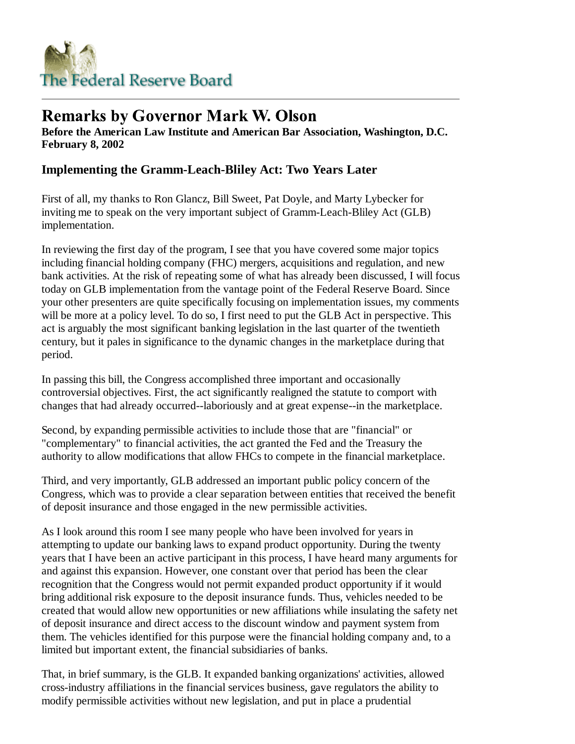The Federal Reserve Board

# Remarks by Governor Mark W. Olson

**Before the American Law Institute and American Bar Association, Washington, D.C.**
**February 8, 2002**

## Implementing the Gramm-Leach-Bliley Act: Two Years Later

First of all, my thanks to Ron Glancz, Bill Sweet, Pat Doyle, and Marty Lybecker for inviting me to speak on the very important subject of Gramm-Leach-Bliley Act (GLB) implementation.

In reviewing the first day of the program, I see that you have covered some major topics including financial holding company (FHC) mergers, acquisitions and regulation, and new bank activities. At the risk of repeating some of what has already been discussed, I will focus today on GLB implementation from the vantage point of the Federal Reserve Board. Since your other presenters are quite specifically focusing on implementation issues, my comments will be more at a policy level. To do so, I first need to put the GLB Act in perspective. This act is arguably the most significant banking legislation in the last quarter of the twentieth century, but it pales in significance to the dynamic changes in the marketplace during that period.

In passing this bill, the Congress accomplished three important and occasionally controversial objectives. First, the act significantly realigned the statute to comport with changes that had already occurred--laboriously and at great expense--in the marketplace.

Second, by expanding permissible activities to include those that are "financial" or "complementary" to financial activities, the act granted the Fed and the Treasury the authority to allow modifications that allow FHCs to compete in the financial marketplace.

Third, and very importantly, GLB addressed an important public policy concern of the Congress, which was to provide a clear separation between entities that received the benefit of deposit insurance and those engaged in the new permissible activities.

As I look around this room I see many people who have been involved for years in attempting to update our banking laws to expand product opportunity. During the twenty years that I have been an active participant in this process, I have heard many arguments for and against this expansion. However, one constant over that period has been the clear recognition that the Congress would not permit expanded product opportunity if it would bring additional risk exposure to the deposit insurance funds. Thus, vehicles needed to be created that would allow new opportunities or new affiliations while insulating the safety net of deposit insurance and direct access to the discount window and payment system from them. The vehicles identified for this purpose were the financial holding company and, to a limited but important extent, the financial subsidiaries of banks.

That, in brief summary, is the GLB. It expanded banking organizations' activities, allowed cross-industry affiliations in the financial services business, gave regulators the ability to modify permissible activities without new legislation, and put in place a prudential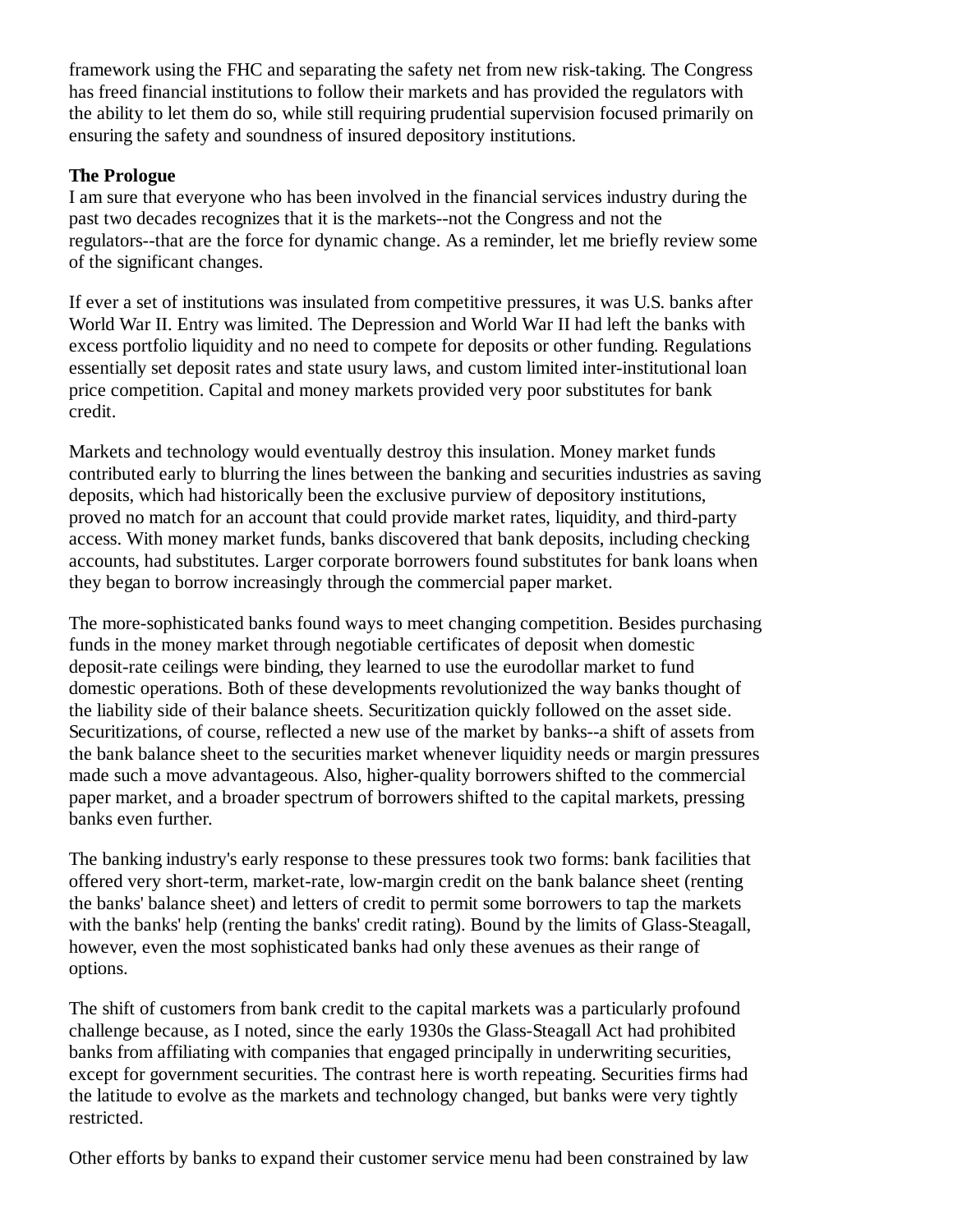framework using the FHC and separating the safety net from new risk-taking. The Congress has freed financial institutions to follow their markets and has provided the regulators with the ability to let them do so, while still requiring prudential supervision focused primarily on ensuring the safety and soundness of insured depository institutions.

**The Prologue**

I am sure that everyone who has been involved in the financial services industry during the past two decades recognizes that it is the markets--not the Congress and not the regulators--that are the force for dynamic change. As a reminder, let me briefly review some of the significant changes.

If ever a set of institutions was insulated from competitive pressures, it was U.S. banks after World War II. Entry was limited. The Depression and World War II had left the banks with excess portfolio liquidity and no need to compete for deposits or other funding. Regulations essentially set deposit rates and state usury laws, and custom limited inter-institutional loan price competition. Capital and money markets provided very poor substitutes for bank credit.

Markets and technology would eventually destroy this insulation. Money market funds contributed early to blurring the lines between the banking and securities industries as saving deposits, which had historically been the exclusive purview of depository institutions, proved no match for an account that could provide market rates, liquidity, and third-party access. With money market funds, banks discovered that bank deposits, including checking accounts, had substitutes. Larger corporate borrowers found substitutes for bank loans when they began to borrow increasingly through the commercial paper market.

The more-sophisticated banks found ways to meet changing competition. Besides purchasing funds in the money market through negotiable certificates of deposit when domestic deposit-rate ceilings were binding, they learned to use the eurodollar market to fund domestic operations. Both of these developments revolutionized the way banks thought of the liability side of their balance sheets. Securitization quickly followed on the asset side. Securitizations, of course, reflected a new use of the market by banks--a shift of assets from the bank balance sheet to the securities market whenever liquidity needs or margin pressures made such a move advantageous. Also, higher-quality borrowers shifted to the commercial paper market, and a broader spectrum of borrowers shifted to the capital markets, pressing banks even further.

The banking industry's early response to these pressures took two forms: bank facilities that offered very short-term, market-rate, low-margin credit on the bank balance sheet (renting the banks' balance sheet) and letters of credit to permit some borrowers to tap the markets with the banks' help (renting the banks' credit rating). Bound by the limits of Glass-Steagall, however, even the most sophisticated banks had only these avenues as their range of options.

The shift of customers from bank credit to the capital markets was a particularly profound challenge because, as I noted, since the early 1930s the Glass-Steagall Act had prohibited banks from affiliating with companies that engaged principally in underwriting securities, except for government securities. The contrast here is worth repeating. Securities firms had the latitude to evolve as the markets and technology changed, but banks were very tightly restricted.

Other efforts by banks to expand their customer service menu had been constrained by law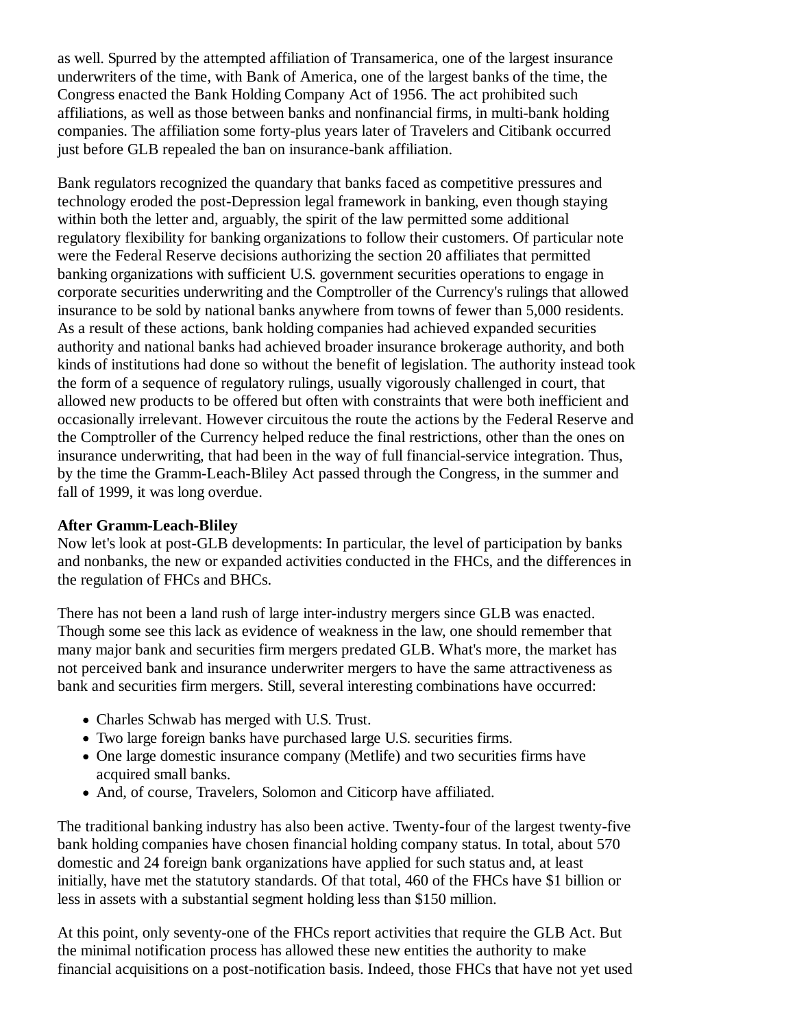as well. Spurred by the attempted affiliation of Transamerica, one of the largest insurance underwriters of the time, with Bank of America, one of the largest banks of the time, the Congress enacted the Bank Holding Company Act of 1956. The act prohibited such affiliations, as well as those between banks and nonfinancial firms, in multi-bank holding companies. The affiliation some forty-plus years later of Travelers and Citibank occurred just before GLB repealed the ban on insurance-bank affiliation.

Bank regulators recognized the quandary that banks faced as competitive pressures and technology eroded the post-Depression legal framework in banking, even though staying within both the letter and, arguably, the spirit of the law permitted some additional regulatory flexibility for banking organizations to follow their customers. Of particular note were the Federal Reserve decisions authorizing the section 20 affiliates that permitted banking organizations with sufficient U.S. government securities operations to engage in corporate securities underwriting and the Comptroller of the Currency's rulings that allowed insurance to be sold by national banks anywhere from towns of fewer than 5,000 residents. As a result of these actions, bank holding companies had achieved expanded securities authority and national banks had achieved broader insurance brokerage authority, and both kinds of institutions had done so without the benefit of legislation. The authority instead took the form of a sequence of regulatory rulings, usually vigorously challenged in court, that allowed new products to be offered but often with constraints that were both inefficient and occasionally irrelevant. However circuitous the route the actions by the Federal Reserve and the Comptroller of the Currency helped reduce the final restrictions, other than the ones on insurance underwriting, that had been in the way of full financial-service integration. Thus, by the time the Gramm-Leach-Bliley Act passed through the Congress, in the summer and fall of 1999, it was long overdue.

**After Gramm-Leach-Bliley**

Now let's look at post-GLB developments: In particular, the level of participation by banks and nonbanks, the new or expanded activities conducted in the FHCs, and the differences in the regulation of FHCs and BHCs.

There has not been a land rush of large inter-industry mergers since GLB was enacted. Though some see this lack as evidence of weakness in the law, one should remember that many major bank and securities firm mergers predated GLB. What's more, the market has not perceived bank and insurance underwriter mergers to have the same attractiveness as bank and securities firm mergers. Still, several interesting combinations have occurred:

- Charles Schwab has merged with U.S. Trust.
- Two large foreign banks have purchased large U.S. securities firms.
- One large domestic insurance company (Metlife) and two securities firms have acquired small banks.
- And, of course, Travelers, Solomon and Citicorp have affiliated.

The traditional banking industry has also been active. Twenty-four of the largest twenty-five bank holding companies have chosen financial holding company status. In total, about 570 domestic and 24 foreign bank organizations have applied for such status and, at least initially, have met the statutory standards. Of that total, 460 of the FHCs have $1 billion or less in assets with a substantial segment holding less than $150 million.

At this point, only seventy-one of the FHCs report activities that require the GLB Act. But the minimal notification process has allowed these new entities the authority to make financial acquisitions on a post-notification basis. Indeed, those FHCs that have not yet used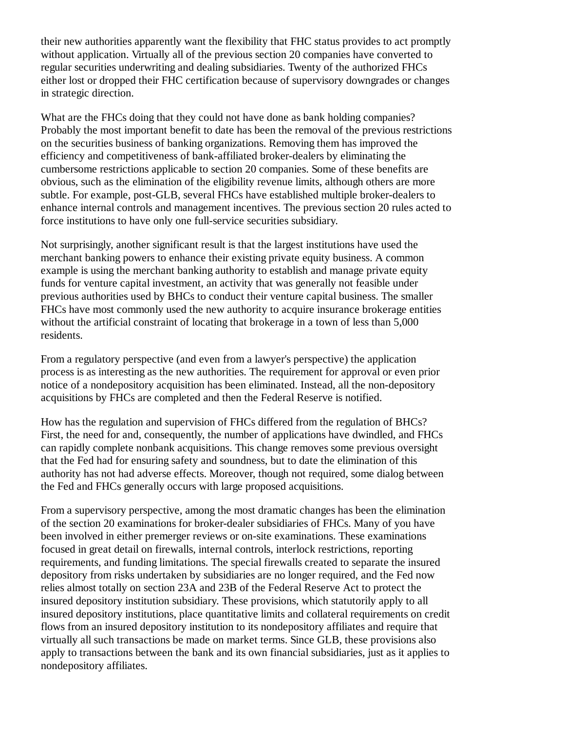their new authorities apparently want the flexibility that FHC status provides to act promptly without application. Virtually all of the previous section 20 companies have converted to regular securities underwriting and dealing subsidiaries. Twenty of the authorized FHCs either lost or dropped their FHC certification because of supervisory downgrades or changes in strategic direction.

What are the FHCs doing that they could not have done as bank holding companies? Probably the most important benefit to date has been the removal of the previous restrictions on the securities business of banking organizations. Removing them has improved the efficiency and competitiveness of bank-affiliated broker-dealers by eliminating the cumbersome restrictions applicable to section 20 companies. Some of these benefits are obvious, such as the elimination of the eligibility revenue limits, although others are more subtle. For example, post-GLB, several FHCs have established multiple broker-dealers to enhance internal controls and management incentives. The previous section 20 rules acted to force institutions to have only one full-service securities subsidiary.

Not surprisingly, another significant result is that the largest institutions have used the merchant banking powers to enhance their existing private equity business. A common example is using the merchant banking authority to establish and manage private equity funds for venture capital investment, an activity that was generally not feasible under previous authorities used by BHCs to conduct their venture capital business. The smaller FHCs have most commonly used the new authority to acquire insurance brokerage entities without the artificial constraint of locating that brokerage in a town of less than 5,000 residents.

From a regulatory perspective (and even from a lawyer's perspective) the application process is as interesting as the new authorities. The requirement for approval or even prior notice of a nondepository acquisition has been eliminated. Instead, all the non-depository acquisitions by FHCs are completed and then the Federal Reserve is notified.

How has the regulation and supervision of FHCs differed from the regulation of BHCs? First, the need for and, consequently, the number of applications have dwindled, and FHCs can rapidly complete nonbank acquisitions. This change removes some previous oversight that the Fed had for ensuring safety and soundness, but to date the elimination of this authority has not had adverse effects. Moreover, though not required, some dialog between the Fed and FHCs generally occurs with large proposed acquisitions.

From a supervisory perspective, among the most dramatic changes has been the elimination of the section 20 examinations for broker-dealer subsidiaries of FHCs. Many of you have been involved in either premerger reviews or on-site examinations. These examinations focused in great detail on firewalls, internal controls, interlock restrictions, reporting requirements, and funding limitations. The special firewalls created to separate the insured depository from risks undertaken by subsidiaries are no longer required, and the Fed now relies almost totally on section 23A and 23B of the Federal Reserve Act to protect the insured depository institution subsidiary. These provisions, which statutorily apply to all insured depository institutions, place quantitative limits and collateral requirements on credit flows from an insured depository institution to its nondepository affiliates and require that virtually all such transactions be made on market terms. Since GLB, these provisions also apply to transactions between the bank and its own financial subsidiaries, just as it applies to nondepository affiliates.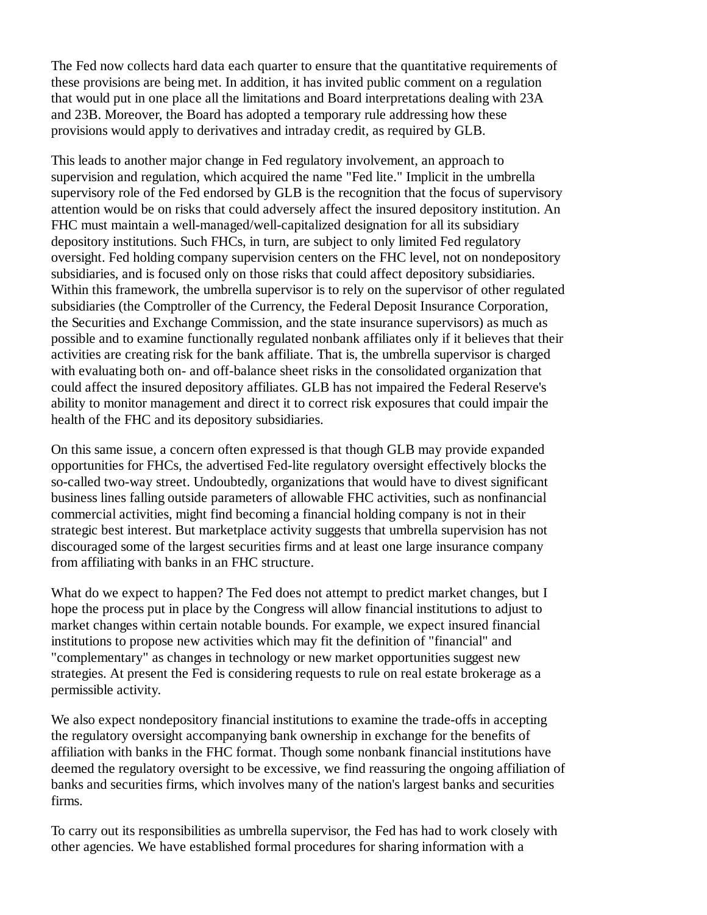The Fed now collects hard data each quarter to ensure that the quantitative requirements of these provisions are being met. In addition, it has invited public comment on a regulation that would put in one place all the limitations and Board interpretations dealing with 23A and 23B. Moreover, the Board has adopted a temporary rule addressing how these provisions would apply to derivatives and intraday credit, as required by GLB.

This leads to another major change in Fed regulatory involvement, an approach to supervision and regulation, which acquired the name "Fed lite." Implicit in the umbrella supervisory role of the Fed endorsed by GLB is the recognition that the focus of supervisory attention would be on risks that could adversely affect the insured depository institution. An FHC must maintain a well-managed/well-capitalized designation for all its subsidiary depository institutions. Such FHCs, in turn, are subject to only limited Fed regulatory oversight. Fed holding company supervision centers on the FHC level, not on nondepository subsidiaries, and is focused only on those risks that could affect depository subsidiaries. Within this framework, the umbrella supervisor is to rely on the supervisor of other regulated subsidiaries (the Comptroller of the Currency, the Federal Deposit Insurance Corporation, the Securities and Exchange Commission, and the state insurance supervisors) as much as possible and to examine functionally regulated nonbank affiliates only if it believes that their activities are creating risk for the bank affiliate. That is, the umbrella supervisor is charged with evaluating both on- and off-balance sheet risks in the consolidated organization that could affect the insured depository affiliates. GLB has not impaired the Federal Reserve's ability to monitor management and direct it to correct risk exposures that could impair the health of the FHC and its depository subsidiaries.

On this same issue, a concern often expressed is that though GLB may provide expanded opportunities for FHCs, the advertised Fed-lite regulatory oversight effectively blocks the so-called two-way street. Undoubtedly, organizations that would have to divest significant business lines falling outside parameters of allowable FHC activities, such as nonfinancial commercial activities, might find becoming a financial holding company is not in their strategic best interest. But marketplace activity suggests that umbrella supervision has not discouraged some of the largest securities firms and at least one large insurance company from affiliating with banks in an FHC structure.

What do we expect to happen? The Fed does not attempt to predict market changes, but I hope the process put in place by the Congress will allow financial institutions to adjust to market changes within certain notable bounds. For example, we expect insured financial institutions to propose new activities which may fit the definition of "financial" and "complementary" as changes in technology or new market opportunities suggest new strategies. At present the Fed is considering requests to rule on real estate brokerage as a permissible activity.

We also expect nondepository financial institutions to examine the trade-offs in accepting the regulatory oversight accompanying bank ownership in exchange for the benefits of affiliation with banks in the FHC format. Though some nonbank financial institutions have deemed the regulatory oversight to be excessive, we find reassuring the ongoing affiliation of banks and securities firms, which involves many of the nation's largest banks and securities firms.

To carry out its responsibilities as umbrella supervisor, the Fed has had to work closely with other agencies. We have established formal procedures for sharing information with a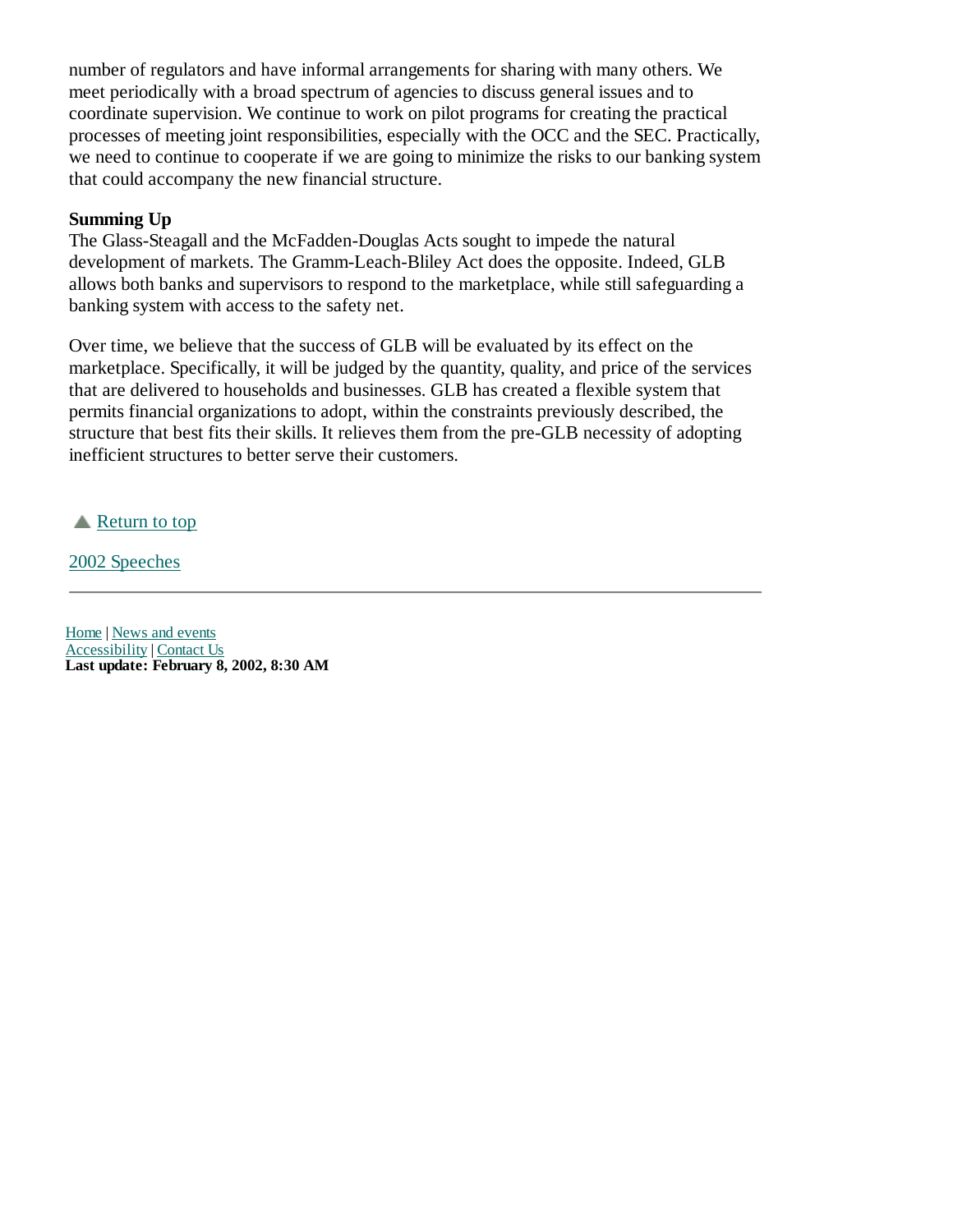number of regulators and have informal arrangements for sharing with many others. We meet periodically with a broad spectrum of agencies to discuss general issues and to coordinate supervision. We continue to work on pilot programs for creating the practical processes of meeting joint responsibilities, especially with the OCC and the SEC. Practically, we need to continue to cooperate if we are going to minimize the risks to our banking system that could accompany the new financial structure.

**Summing Up**

The Glass-Steagall and the McFadden-Douglas Acts sought to impede the natural development of markets. The Gramm-Leach-Bliley Act does the opposite. Indeed, GLB allows both banks and supervisors to respond to the marketplace, while still safeguarding a banking system with access to the safety net.

Over time, we believe that the success of GLB will be evaluated by its effect on the marketplace. Specifically, it will be judged by the quantity, quality, and price of the services that are delivered to households and businesses. GLB has created a flexible system that permits financial organizations to adopt, within the constraints previously described, the structure that best fits their skills. It relieves them from the pre-GLB necessity of adopting inefficient structures to better serve their customers.

▲ Return to top

2002 Speeches

---

Home | News and events
Accessibility | Contact Us
**Last update: February 8, 2002, 8:30 AM**